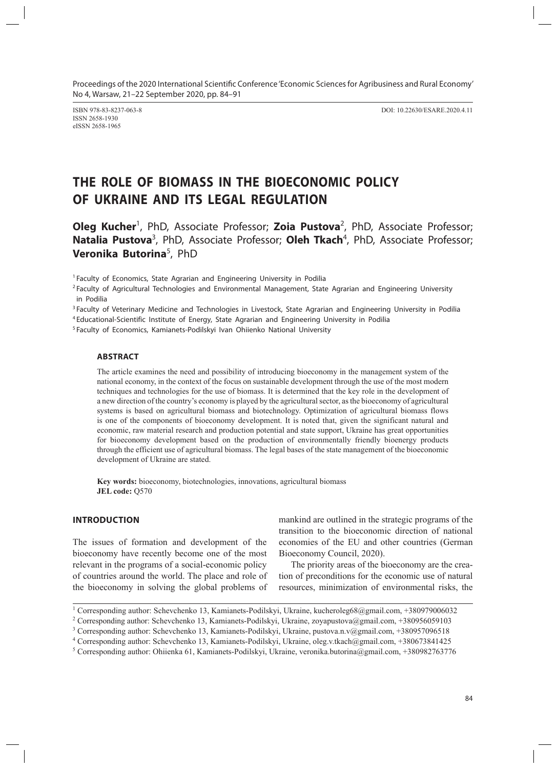Proceedings of the 2020 International Scientific Conference 'Economic Sciences for Agribusiness and Rural Economy' No 4, Warsaw, 21–22 September 2020, pp. 84–91

ISBN 978-83-8237-063-8
ISSN 2658-1930
eISSN 2658-1965

DOI: 10.22630/ESARE.2020.4.11

# THE ROLE OF BIOMASS IN THE BIOECONOMIC POLICY OF UKRAINE AND ITS LEGAL REGULATION

**Oleg Kucher**[1], PhD, Associate Professor; **Zoia Pustova**[2], PhD, Associate Professor; **Natalia Pustova**[3], PhD, Associate Professor; **Oleh Tkach**[4], PhD, Associate Professor; **Veronika Butorina**[5], PhD

[1] Faculty of Economics, State Agrarian and Engineering University in Podilia
[2] Faculty of Agricultural Technologies and Environmental Management, State Agrarian and Engineering University in Podilia
[3] Faculty of Veterinary Medicine and Technologies in Livestock, State Agrarian and Engineering University in Podilia
[4] Educational-Scientific Institute of Energy, State Agrarian and Engineering University in Podilia
[5] Faculty of Economics, Kamianets-Podilskyi Ivan Ohiienko National University

### ABSTRACT

The article examines the need and possibility of introducing bioeconomy in the management system of the national economy, in the context of the focus on sustainable development through the use of the most modern techniques and technologies for the use of biomass. It is determined that the key role in the development of a new direction of the country's economy is played by the agricultural sector, as the bioeconomy of agricultural systems is based on agricultural biomass and biotechnology. Optimization of agricultural biomass flows is one of the components of bioeconomy development. It is noted that, given the significant natural and economic, raw material research and production potential and state support, Ukraine has great opportunities for bioeconomy development based on the production of environmentally friendly bioenergy products through the efficient use of agricultural biomass. The legal bases of the state management of the bioeconomic development of Ukraine are stated.

**Key words:** bioeconomy, biotechnologies, innovations, agricultural biomass
**JEL code:** Q570

## INTRODUCTION

The issues of formation and development of the bioeconomy have recently become one of the most relevant in the programs of a social-economic policy of countries around the world. The place and role of the bioeconomy in solving the global problems of mankind are outlined in the strategic programs of the transition to the bioeconomic direction of national economies of the EU and other countries (German Bioeconomy Council, 2020).

The priority areas of the bioeconomy are the creation of preconditions for the economic use of natural resources, minimization of environmental risks, the

---

[1] Corresponding author: Schevchenko 13, Kamianets-Podilskyi, Ukraine, kucheroleg68@gmail.com, +380979006032
[2] Corresponding author: Schevchenko 13, Kamianets-Podilskyi, Ukraine, zoyapustova@gmail.com, +380956059103
[3] Corresponding author: Schevchenko 13, Kamianets-Podilskyi, Ukraine, pustova.n.v@gmail.com, +380957096518
[4] Corresponding author: Schevchenko 13, Kamianets-Podilskyi, Ukraine, oleg.v.tkach@gmail.com, +380673841425
[5] Corresponding author: Ohiienka 61, Kamianets-Podilskyi, Ukraine, veronika.butorina@gmail.com, +380982763776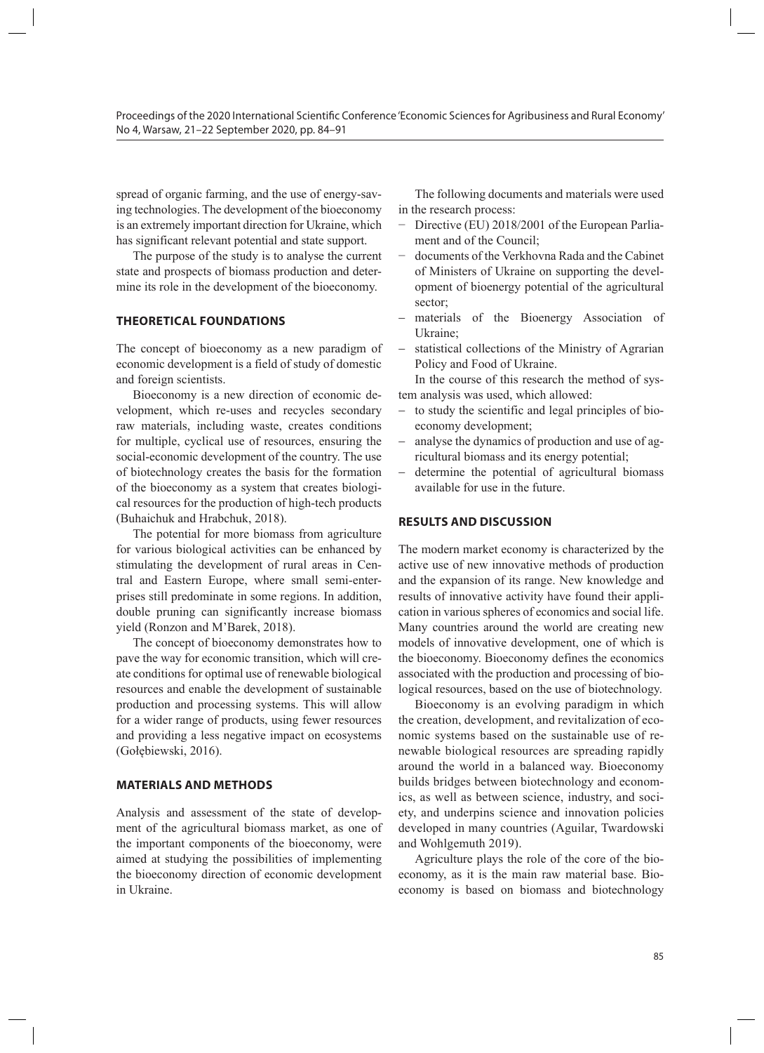spread of organic farming, and the use of energy-saving technologies. The development of the bioeconomy is an extremely important direction for Ukraine, which has significant relevant potential and state support.

The purpose of the study is to analyse the current state and prospects of biomass production and determine its role in the development of the bioeconomy.

## THEORETICAL FOUNDATIONS

The concept of bioeconomy as a new paradigm of economic development is a field of study of domestic and foreign scientists.

Bioeconomy is a new direction of economic development, which re-uses and recycles secondary raw materials, including waste, creates conditions for multiple, cyclical use of resources, ensuring the social-economic development of the country. The use of biotechnology creates the basis for the formation of the bioeconomy as a system that creates biological resources for the production of high-tech products (Buhaichuk and Hrabchuk, 2018).

The potential for more biomass from agriculture for various biological activities can be enhanced by stimulating the development of rural areas in Central and Eastern Europe, where small semi-enterprises still predominate in some regions. In addition, double pruning can significantly increase biomass yield (Ronzon and M'Barek, 2018).

The concept of bioeconomy demonstrates how to pave the way for economic transition, which will create conditions for optimal use of renewable biological resources and enable the development of sustainable production and processing systems. This will allow for a wider range of products, using fewer resources and providing a less negative impact on ecosystems (Gołębiewski, 2016).

## MATERIALS AND METHODS

Analysis and assessment of the state of development of the agricultural biomass market, as one of the important components of the bioeconomy, were aimed at studying the possibilities of implementing the bioeconomy direction of economic development in Ukraine.

The following documents and materials were used in the research process:

- Directive (EU) 2018/2001 of the European Parliament and of the Council;
- documents of the Verkhovna Rada and the Cabinet of Ministers of Ukraine on supporting the development of bioenergy potential of the agricultural sector;
- materials of the Bioenergy Association of Ukraine;
- statistical collections of the Ministry of Agrarian Policy and Food of Ukraine.

In the course of this research the method of system analysis was used, which allowed:

- to study the scientific and legal principles of bioeconomy development;
- analyse the dynamics of production and use of agricultural biomass and its energy potential;
- determine the potential of agricultural biomass available for use in the future.

## RESULTS AND DISCUSSION

The modern market economy is characterized by the active use of new innovative methods of production and the expansion of its range. New knowledge and results of innovative activity have found their application in various spheres of economics and social life. Many countries around the world are creating new models of innovative development, one of which is the bioeconomy. Bioeconomy defines the economics associated with the production and processing of biological resources, based on the use of biotechnology.

Bioeconomy is an evolving paradigm in which the creation, development, and revitalization of economic systems based on the sustainable use of renewable biological resources are spreading rapidly around the world in a balanced way. Bioeconomy builds bridges between biotechnology and economics, as well as between science, industry, and society, and underpins science and innovation policies developed in many countries (Aguilar, Twardowski and Wohlgemuth 2019).

Agriculture plays the role of the core of the bioeconomy, as it is the main raw material base. Bioeconomy is based on biomass and biotechnology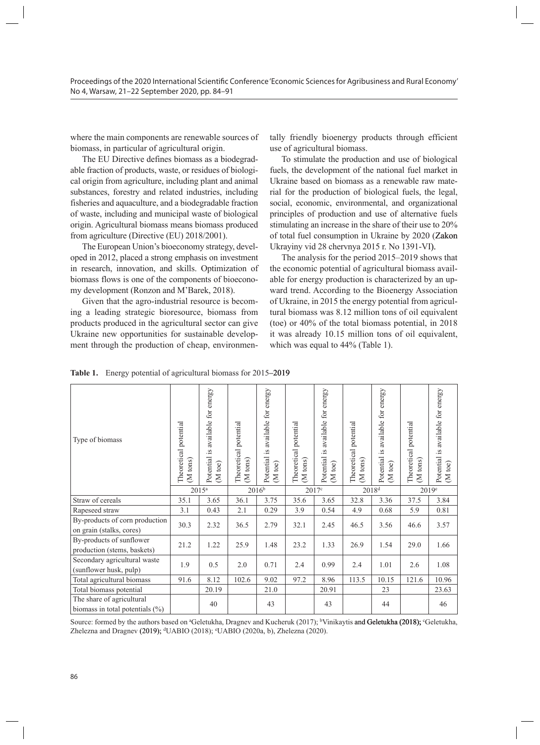where the main components are renewable sources of biomass, in particular of agricultural origin.

The EU Directive defines biomass as a biodegradable fraction of products, waste, or residues of biological origin from agriculture, including plant and animal substances, forestry and related industries, including fisheries and aquaculture, and a biodegradable fraction of waste, including and municipal waste of biological origin. Agricultural biomass means biomass produced from agriculture (Directive (EU) 2018/2001).

The European Union's bioeconomy strategy, developed in 2012, placed a strong emphasis on investment in research, innovation, and skills. Optimization of biomass flows is one of the components of bioeconomy development (Ronzon and M'Barek, 2018).

Given that the agro-industrial resource is becoming a leading strategic bioresource, biomass from products produced in the agricultural sector can give Ukraine new opportunities for sustainable development through the production of cheap, environmentally friendly bioenergy products through efficient use of agricultural biomass.

To stimulate the production and use of biological fuels, the development of the national fuel market in Ukraine based on biomass as a renewable raw material for the production of biological fuels, the legal, social, economic, environmental, and organizational principles of production and use of alternative fuels stimulating an increase in the share of their use to 20% of total fuel consumption in Ukraine by 2020 (Zakon Ukrayiny vid 28 chervnya 2015 r. No 1391-VI).

The analysis for the period 2015–2019 shows that the economic potential of agricultural biomass available for energy production is characterized by an upward trend. According to the Bioenergy Association of Ukraine, in 2015 the energy potential from agricultural biomass was 8.12 million tons of oil equivalent (toe) or 40% of the total biomass potential, in 2018 it was already 10.15 million tons of oil equivalent, which was equal to 44% (Table 1).

**Table 1.** Energy potential of agricultural biomass for 2015–2019

| Type of biomass | Theoretical potential (M tons) | Potential is available for energy (M toe) | Theoretical potential (M tons) | Potential is available for energy (M toe) | Theoretical potential (M tons) | Potential is available for energy (M toe) | Theoretical potential (M tons) | Potential is available for energy (M toe) | Theoretical potential (M tons) | Potential is available for energy (M toe) |
|---|---|---|---|---|---|---|---|---|---|---|
| | 2015[a] | | 2016[b] | | 2017[c] | | 2018[d] | | 2019[e] | |
| Straw of cereals | 35.1 | 3.65 | 36.1 | 3.75 | 35.6 | 3.65 | 32.8 | 3.36 | 37.5 | 3.84 |
| Rapeseed straw | 3.1 | 0.43 | 2.1 | 0.29 | 3.9 | 0.54 | 4.9 | 0.68 | 5.9 | 0.81 |
| By-products of corn production on grain (stalks, cores) | 30.3 | 2.32 | 36.5 | 2.79 | 32.1 | 2.45 | 46.5 | 3.56 | 46.6 | 3.57 |
| By-products of sunflower production (stems, baskets) | 21.2 | 1.22 | 25.9 | 1.48 | 23.2 | 1.33 | 26.9 | 1.54 | 29.0 | 1.66 |
| Secondary agricultural waste (sunflower husk, pulp) | 1.9 | 0.5 | 2.0 | 0.71 | 2.4 | 0.99 | 2.4 | 1.01 | 2.6 | 1.08 |
| Total agricultural biomass | 91.6 | 8.12 | 102.6 | 9.02 | 97.2 | 8.96 | 113.5 | 10.15 | 121.6 | 10.96 |
| Total biomass potential | | 20.19 | | 21.0 | | 20.91 | | 23 | | 23.63 |
| The share of agricultural biomass in total potentials (%) | | 40 | | 43 | | 43 | | 44 | | 46 |

Source: formed by the authors based on [a]Geletukha, Dragnev and Kucheruk (2017); [b]Vinikaytis and Geletukha (2018); [c]Geletukha, Zhelezna and Dragnev (2019); [d]UABIO (2018); [e]UABIO (2020a, b), Zhelezna (2020).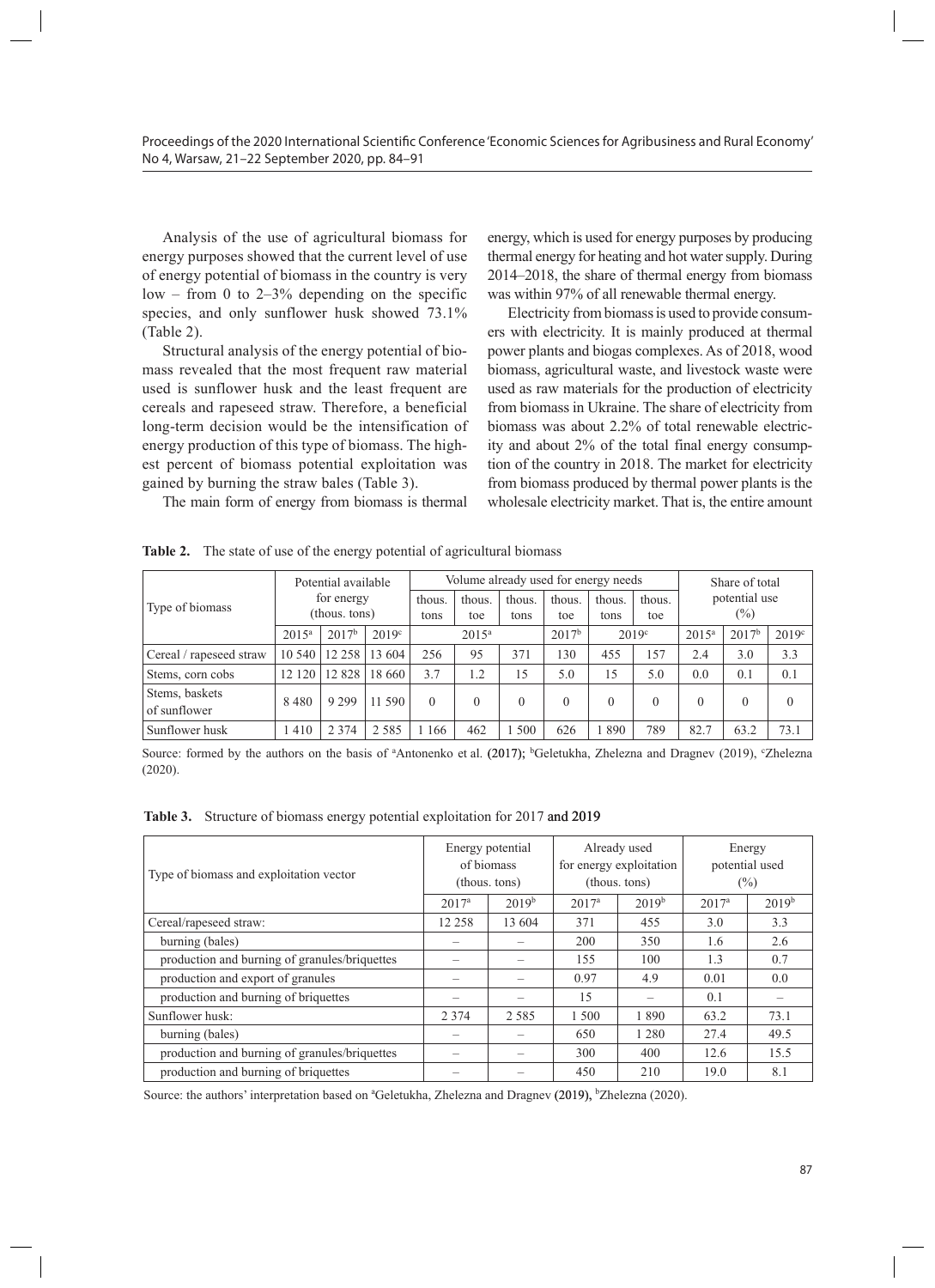Analysis of the use of agricultural biomass for energy purposes showed that the current level of use of energy potential of biomass in the country is very low – from 0 to 2–3% depending on the specific species, and only sunflower husk showed 73.1% (Table 2).

Structural analysis of the energy potential of biomass revealed that the most frequent raw material used is sunflower husk and the least frequent are cereals and rapeseed straw. Therefore, a beneficial long-term decision would be the intensification of energy production of this type of biomass. The highest percent of biomass potential exploitation was gained by burning the straw bales (Table 3).

The main form of energy from biomass is thermal energy, which is used for energy purposes by producing thermal energy for heating and hot water supply. During 2014–2018, the share of thermal energy from biomass was within 97% of all renewable thermal energy.

Electricity from biomass is used to provide consumers with electricity. It is mainly produced at thermal power plants and biogas complexes. As of 2018, wood biomass, agricultural waste, and livestock waste were used as raw materials for the production of electricity from biomass in Ukraine. The share of electricity from biomass was about 2.2% of total renewable electricity and about 2% of the total final energy consumption of the country in 2018. The market for electricity from biomass produced by thermal power plants is the wholesale electricity market. That is, the entire amount

**Table 2.** The state of use of the energy potential of agricultural biomass

| Type of biomass | Potential available for energy (thous. tons) | | | Volume already used for energy needs | | | | | | Share of total potential use (%) | | |
|---|---|---|---|---|---|---|---|---|---|---|---|---|
| | | | | thous. tons | thous. toe | thous. tons | thous. toe | thous. tons | thous. toe | | | |
| | 2015[a] | 2017[b] | 2019[c] | 2015[a] | | 2017[b] | | 2019[c] | | 2015[a] | 2017[b] | 2019[c] |
| Cereal / rapeseed straw | 10 540 | 12 258 | 13 604 | 256 | 95 | 371 | 130 | 455 | 157 | 2.4 | 3.0 | 3.3 |
| Stems, corn cobs | 12 120 | 12 828 | 18 660 | 3.7 | 1.2 | 15 | 5.0 | 15 | 5.0 | 0.0 | 0.1 | 0.1 |
| Stems, baskets of sunflower | 8 480 | 9 299 | 11 590 | 0 | 0 | 0 | 0 | 0 | 0 | 0 | 0 | 0 |
| Sunflower husk | 1 410 | 2 374 | 2 585 | 1 166 | 462 | 1 500 | 626 | 1 890 | 789 | 82.7 | 63.2 | 73.1 |

Source: formed by the authors on the basis of [a]Antonenko et al. (2017); [b]Geletukha, Zhelezna and Dragnev (2019), [c]Zhelezna (2020).

**Table 3.** Structure of biomass energy potential exploitation for 2017 and 2019

| Type of biomass and exploitation vector | Energy potential of biomass (thous. tons) | | Already used for energy exploitation (thous. tons) | | Energy potential used (%) | |
|---|---|---|---|---|---|---|
| | 2017[a] | 2019[b] | 2017[a] | 2019[b] | 2017[a] | 2019[b] |
| Cereal/rapeseed straw: | 12 258 | 13 604 | 371 | 455 | 3.0 | 3.3 |
| burning (bales) | – | – | 200 | 350 | 1.6 | 2.6 |
| production and burning of granules/briquettes | – | – | 155 | 100 | 1.3 | 0.7 |
| production and export of granules | – | – | 0.97 | 4.9 | 0.01 | 0.0 |
| production and burning of briquettes | – | – | 15 | – | 0.1 | – |
| Sunflower husk: | 2 374 | 2 585 | 1 500 | 1 890 | 63.2 | 73.1 |
| burning (bales) | – | – | 650 | 1 280 | 27.4 | 49.5 |
| production and burning of granules/briquettes | – | – | 300 | 400 | 12.6 | 15.5 |
| production and burning of briquettes | – | – | 450 | 210 | 19.0 | 8.1 |

Source: the authors' interpretation based on [a]Geletukha, Zhelezna and Dragnev (2019), [b]Zhelezna (2020).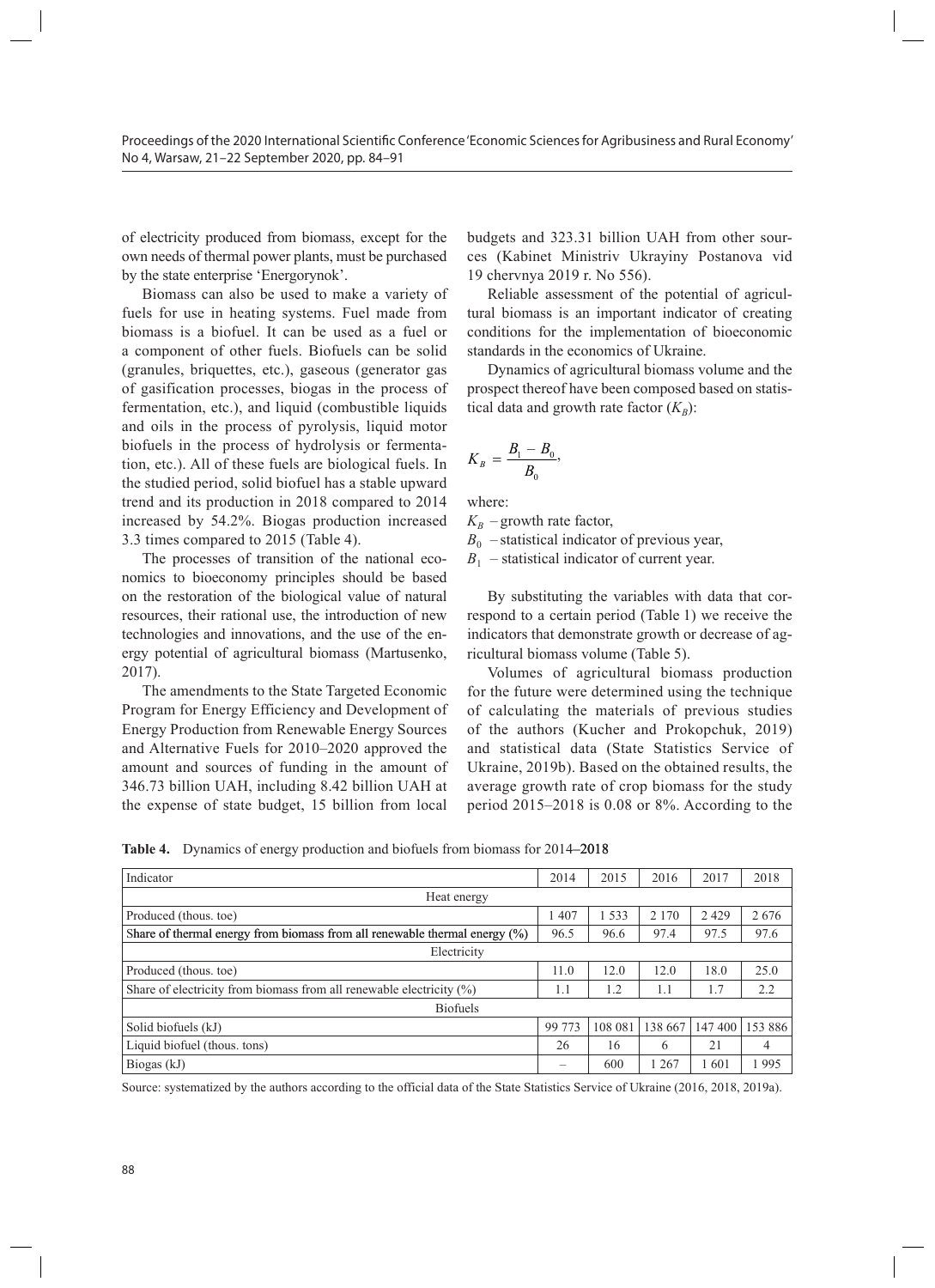of electricity produced from biomass, except for the own needs of thermal power plants, must be purchased by the state enterprise 'Energorynok'.

Biomass can also be used to make a variety of fuels for use in heating systems. Fuel made from biomass is a biofuel. It can be used as a fuel or a component of other fuels. Biofuels can be solid (granules, briquettes, etc.), gaseous (generator gas of gasification processes, biogas in the process of fermentation, etc.), and liquid (combustible liquids and oils in the process of pyrolysis, liquid motor biofuels in the process of hydrolysis or fermentation, etc.). All of these fuels are biological fuels. In the studied period, solid biofuel has a stable upward trend and its production in 2018 compared to 2014 increased by 54.2%. Biogas production increased 3.3 times compared to 2015 (Table 4).

The processes of transition of the national economics to bioeconomy principles should be based on the restoration of the biological value of natural resources, their rational use, the introduction of new technologies and innovations, and the use of the energy potential of agricultural biomass (Martusenko, 2017).

The amendments to the State Targeted Economic Program for Energy Efficiency and Development of Energy Production from Renewable Energy Sources and Alternative Fuels for 2010–2020 approved the amount and sources of funding in the amount of 346.73 billion UAH, including 8.42 billion UAH at the expense of state budget, 15 billion from local budgets and 323.31 billion UAH from other sources (Kabinet Ministriv Ukrayiny Postanova vid 19 chervnya 2019 r. No 556).

Reliable assessment of the potential of agricultural biomass is an important indicator of creating conditions for the implementation of bioeconomic standards in the economics of Ukraine.

Dynamics of agricultural biomass volume and the prospect thereof have been composed based on statistical data and growth rate factor ($K_B$):

$$K_B = \frac{B_1 - B_0}{B_0},$$

where:

$K_B$ – growth rate factor,

$B_0$ – statistical indicator of previous year,

$B_1$ – statistical indicator of current year.

By substituting the variables with data that correspond to a certain period (Table 1) we receive the indicators that demonstrate growth or decrease of agricultural biomass volume (Table 5).

Volumes of agricultural biomass production for the future were determined using the technique of calculating the materials of previous studies of the authors (Kucher and Prokopchuk, 2019) and statistical data (State Statistics Service of Ukraine, 2019b). Based on the obtained results, the average growth rate of crop biomass for the study period 2015–2018 is 0.08 or 8%. According to the

**Table 4.** Dynamics of energy production and biofuels from biomass for 2014–2018

| Indicator | 2014 | 2015 | 2016 | 2017 | 2018 |
|---|---|---|---|---|---|
| Heat energy | | | | | |
| Produced (thous. toe) | 1 407 | 1 533 | 2 170 | 2 429 | 2 676 |
| Share of thermal energy from biomass from all renewable thermal energy (%) | 96.5 | 96.6 | 97.4 | 97.5 | 97.6 |
| Electricity | | | | | |
| Produced (thous. toe) | 11.0 | 12.0 | 12.0 | 18.0 | 25.0 |
| Share of electricity from biomass from all renewable electricity (%) | 1.1 | 1.2 | 1.1 | 1.7 | 2.2 |
| Biofuels | | | | | |
| Solid biofuels (kJ) | 99 773 | 108 081 | 138 667 | 147 400 | 153 886 |
| Liquid biofuel (thous. tons) | 26 | 16 | 6 | 21 | 4 |
| Biogas (kJ) | – | 600 | 1 267 | 1 601 | 1 995 |

Source: systematized by the authors according to the official data of the State Statistics Service of Ukraine (2016, 2018, 2019a).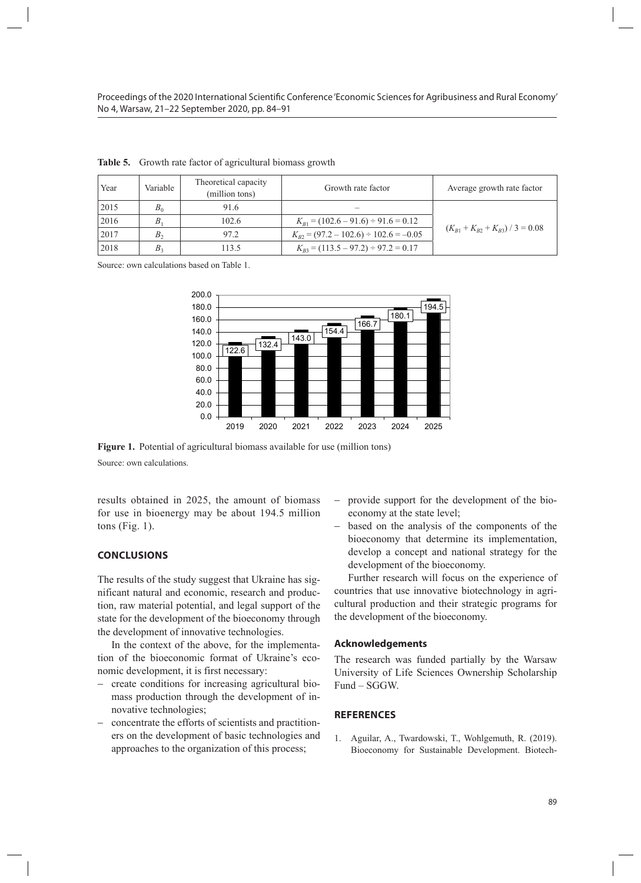**Table 5.** Growth rate factor of agricultural biomass growth

| Year | Variable | Theoretical capacity (million tons) | Growth rate factor | Average growth rate factor |
|---|---|---|---|---|
| 2015 | $B_0$ | 91.6 | – | $(K_{B1} + K_{B2} + K_{B3}) / 3 = 0.08$ |
| 2016 | $B_1$ | 102.6 | $K_{B1} = (102.6 – 91.6) \div 91.6 = 0.12$ | |
| 2017 | $B_2$ | 97.2 | $K_{B2} = (97.2 – 102.6) \div 102.6 = –0.05$ | |
| 2018 | $B_3$ | 113.5 | $K_{B3} = (113.5 – 97.2) \div 97.2 = 0.17$ | |

Source: own calculations based on Table 1.

**Figure 1.** Potential of agricultural biomass available for use (million tons)

Source: own calculations.

results obtained in 2025, the amount of biomass for use in bioenergy may be about 194.5 million tons (Fig. 1).

## CONCLUSIONS

The results of the study suggest that Ukraine has significant natural and economic, research and production, raw material potential, and legal support of the state for the development of the bioeconomy through the development of innovative technologies.

In the context of the above, for the implementation of the bioeconomic format of Ukraine's economic development, it is first necessary:

- create conditions for increasing agricultural biomass production through the development of innovative technologies;
- concentrate the efforts of scientists and practitioners on the development of basic technologies and approaches to the organization of this process;
- provide support for the development of the bioeconomy at the state level;
- based on the analysis of the components of the bioeconomy that determine its implementation, develop a concept and national strategy for the development of the bioeconomy.

Further research will focus on the experience of countries that use innovative biotechnology in agricultural production and their strategic programs for the development of the bioeconomy.

### Acknowledgements

The research was funded partially by the Warsaw University of Life Sciences Ownership Scholarship Fund – SGGW.

## REFERENCES

1. Aguilar, A., Twardowski, T., Wohlgemuth, R. (2019). Bioeconomy for Sustainable Development. Biotech-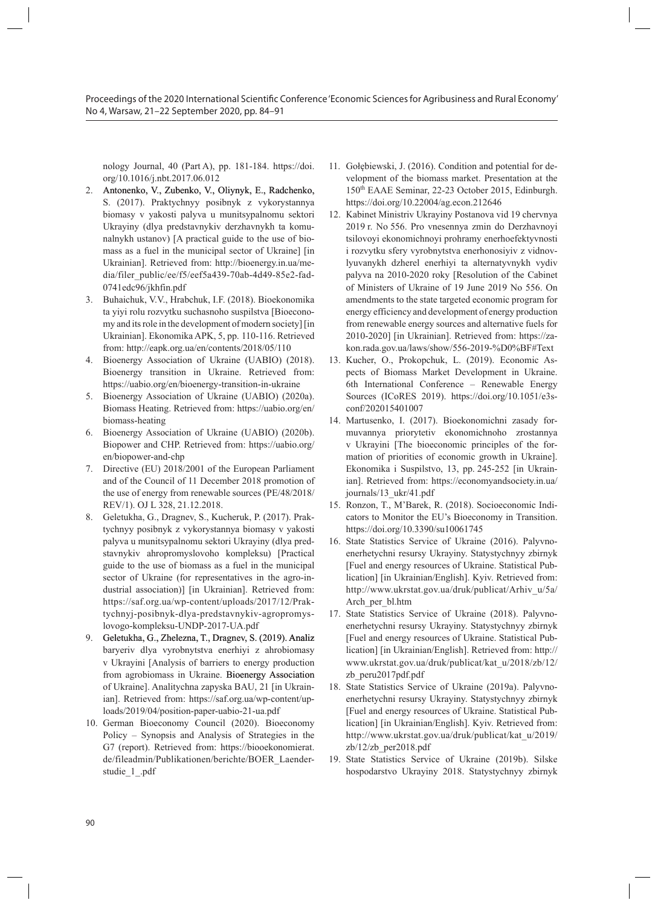nology Journal, 40 (Part A), pp. 181-184. https://doi.org/10.1016/j.nbt.2017.06.012

2. Antonenko, V., Zubenko, V., Oliynyk, E., Radchenko, S. (2017). Praktychnyy posibnyk z vykorystannya biomasy v yakosti palyva u munitsypalnomu sektori Ukrayiny (dlya predstavnykiv derzhavnykh ta komunalnykh ustanov) [A practical guide to the use of biomass as a fuel in the municipal sector of Ukraine] [in Ukrainian]. Retrieved from: http://bioenergy.in.ua/media/filer_public/ee/f5/eef5a439-70ab-4d49-85e2-fad0741edc96/jkhfin.pdf
3. Buhaichuk, V.V., Hrabchuk, I.F. (2018). Bioekonomika ta yiyi rolu rozvytku suchasnoho suspilstva [Bioeconomy and its role in the development of modern society] [in Ukrainian]. Ekonomika APK, 5, pp. 110-116. Retrieved from: http://eapk.org.ua/en/contents/2018/05/110
4. Bioenergy Association of Ukraine (UABIO) (2018). Bioenergy transition in Ukraine. Retrieved from: https://uabio.org/en/bioenergy-transition-in-ukraine
5. Bioenergy Association of Ukraine (UABIO) (2020a). Biomass Heating. Retrieved from: https://uabio.org/en/biomass-heating
6. Bioenergy Association of Ukraine (UABIO) (2020b). Biopower and CHP. Retrieved from: https://uabio.org/en/biopower-and-chp
7. Directive (EU) 2018/2001 of the European Parliament and of the Council of 11 December 2018 promotion of the use of energy from renewable sources (PE/48/2018/REV/1). OJ L 328, 21.12.2018.
8. Geletukha, G., Dragnev, S., Kucheruk, P. (2017). Praktychnyy posibnyk z vykorystannya biomasy v yakosti palyva u munitsypalnomu sektori Ukrayiny (dlya predstavnykiv ahropromyslovoho kompleksu) [Practical guide to the use of biomass as a fuel in the municipal sector of Ukraine (for representatives in the agro-industrial association)] [in Ukrainian]. Retrieved from: https://saf.org.ua/wp-content/uploads/2017/12/Praktychnyj-posibnyk-dlya-predstavnykiv-agropromyslovogo-kompleksu-UNDP-2017-UA.pdf
9. Geletukha, G., Zhelezna, T., Dragnev, S. (2019). Analiz baryeriv dlya vyrobnytstva enerhiyi z ahrobiomasy v Ukrayini [Analysis of barriers to energy production from agrobiomass in Ukraine. Bioenergy Association of Ukraine]. Analitychna zapyska BAU, 21 [in Ukrainian]. Retrieved from: https://saf.org.ua/wp-content/uploads/2019/04/position-paper-uabio-21-ua.pdf
10. German Bioeconomy Council (2020). Bioeconomy Policy – Synopsis and Analysis of Strategies in the G7 (report). Retrieved from: https://biooekonomierat.de/fileadmin/Publikationen/berichte/BOER_Laenderstudie_1_.pdf
11. Gołębiewski, J. (2016). Condition and potential for development of the biomass market. Presentation at the 150th EAAE Seminar, 22-23 October 2015, Edinburgh. https://doi.org/10.22004/ag.econ.212646
12. Kabinet Ministriv Ukrayiny Postanova vid 19 chervnya 2019 r. No 556. Pro vnesennya zmin do Derzhavnoyi tsilovoyi ekonomichnoyi prohramy enerhoefektyvnosti i rozvytku sfery vyrobnytstva enerhonosiyiv z vidnovlyuvanykh dzherel enerhiyi ta alternatyvnykh vydiv palyva na 2010-2020 roky [Resolution of the Cabinet of Ministers of Ukraine of 19 June 2019 No 556. On amendments to the state targeted economic program for energy efficiency and development of energy production from renewable energy sources and alternative fuels for 2010-2020] [in Ukrainian]. Retrieved from: https://zakon.rada.gov.ua/laws/show/556-2019-%D0%BF#Text
13. Kucher, O., Prokopchuk, L. (2019). Economic Aspects of Biomass Market Development in Ukraine. 6th International Conference – Renewable Energy Sources (ICoRES 2019). https://doi.org/10.1051/e3sconf/202015401007
14. Martusenko, I. (2017). Bioekonomichni zasady formuvannya priorytetiv ekonomichnoho zrostannya v Ukrayini [The bioeconomic principles of the formation of priorities of economic growth in Ukraine]. Ekonomika i Suspilstvo, 13, pp. 245-252 [in Ukrainian]. Retrieved from: https://economyandsociety.in.ua/journals/13_ukr/41.pdf
15. Ronzon, T., M'Barek, R. (2018). Socioeconomic Indicators to Monitor the EU's Bioeconomy in Transition. https://doi.org/10.3390/su10061745
16. State Statistics Service of Ukraine (2016). Palyvno-enerhetychni resursy Ukrayiny. Statystychnyy zbirnyk [Fuel and energy resources of Ukraine. Statistical Publication] [in Ukrainian/English]. Kyiv. Retrieved from: http://www.ukrstat.gov.ua/druk/publicat/Arhiv_u/5a/Arch_per_bl.htm
17. State Statistics Service of Ukraine (2018). Palyvno-enerhetychni resursy Ukrayiny. Statystychnyy zbirnyk [Fuel and energy resources of Ukraine. Statistical Publication] [in Ukrainian/English]. Retrieved from: http://www.ukrstat.gov.ua/druk/publicat/kat_u/2018/zb/12/zb_peru2017pdf.pdf
18. State Statistics Service of Ukraine (2019a). Palyvno-enerhetychni resursy Ukrayiny. Statystychnyy zbirnyk [Fuel and energy resources of Ukraine. Statistical Publication] [in Ukrainian/English]. Kyiv. Retrieved from: http://www.ukrstat.gov.ua/druk/publicat/kat_u/2019/zb/12/zb_per2018.pdf
19. State Statistics Service of Ukraine (2019b). Silske hospodarstvo Ukrayiny 2018. Statystychnyy zbirnyk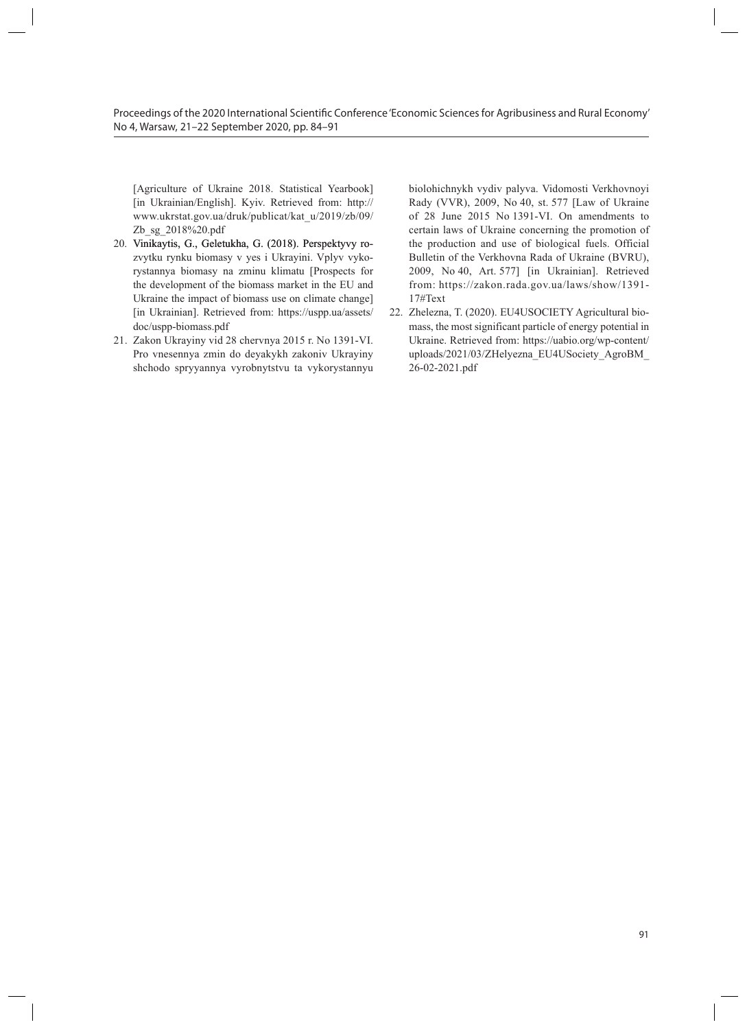[Agriculture of Ukraine 2018. Statistical Yearbook] [in Ukrainian/English]. Kyiv. Retrieved from: http://www.ukrstat.gov.ua/druk/publicat/kat_u/2019/zb/09/Zb_sg_2018%20.pdf

20. Vinikaytis, G., Geletukha, G. (2018). Perspektyvy rozvytku rynku biomasy v yes i Ukrayini. Vplyv vykorystannya biomasy na zminu klimatu [Prospects for the development of the biomass market in the EU and Ukraine the impact of biomass use on climate change] [in Ukrainian]. Retrieved from: https://uspp.ua/assets/doc/uspp-biomass.pdf
21. Zakon Ukrayiny vid 28 chervnya 2015 r. No 1391-VI. Pro vnesennya zmin do deyakykh zakoniv Ukrayiny shchodo spryyannya vyrobnytstvu ta vykorystannyu biolohichnykh vydiv palyva. Vidomosti Verkhovnoyi Rady (VVR), 2009, No 40, st. 577 [Law of Ukraine of 28 June 2015 No 1391-VI. On amendments to certain laws of Ukraine concerning the promotion of the production and use of biological fuels. Official Bulletin of the Verkhovna Rada of Ukraine (BVRU), 2009, No 40, Art. 577] [in Ukrainian]. Retrieved from: https://zakon.rada.gov.ua/laws/show/1391-17#Text
22. Zhelezna, T. (2020). EU4USOCIETY Agricultural biomass, the most significant particle of energy potential in Ukraine. Retrieved from: https://uabio.org/wp-content/uploads/2021/03/ZHelyezna_EU4USociety_AgroBM_26-02-2021.pdf